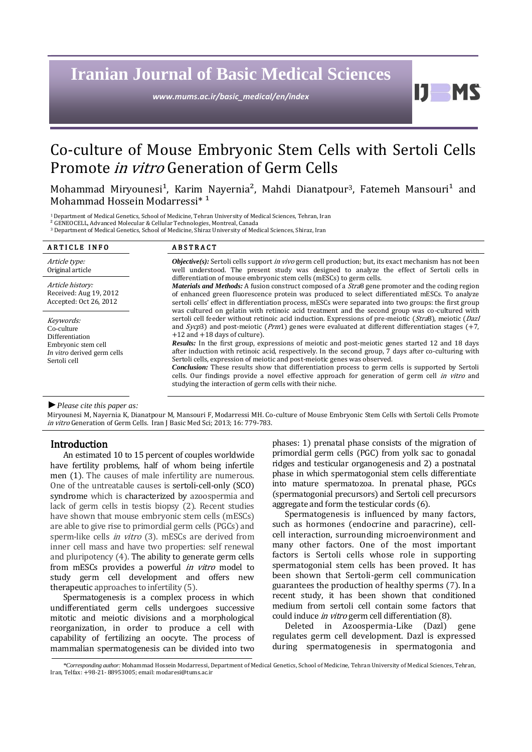# Co-culture of Mouse Embryonic Stem Cells with Sertoli Cells Promote *in vitro* Generation of Germ Cells

Mohammad Miryounesi[1], Karim Nayernia[2], Mahdi Dianatpour[3], Fatemeh Mansouri[1] and Mohammad Hossein Modarressi* [1]

[1] Department of Medical Genetics, School of Medicine, Tehran University of Medical Sciences, Tehran, Iran
[2] GENEOCELL, Advanced Molecular & Cellular Technologies, Montreal, Canada
[3] Department of Medical Genetics, School of Medicine, Shiraz University of Medical Sciences, Shiraz, Iran

**ARTICLE INFO**

*Article type:*
Original article

*Article history:*
Received: Aug 19, 2012
Accepted: Oct 26, 2012

*Keywords:*
Co-culture
Differentiation
Embryonic stem cell
*In vitro* derived germ cells
Sertoli cell

**ABSTRACT**

***Objective(s):*** Sertoli cells support *in vivo* germ cell production; but, its exact mechanism has not been well understood. The present study was designed to analyze the effect of Sertoli cells in differentiation of mouse embryonic stem cells (mESCs) to germ cells.

***Materials and Methods:*** A fusion construct composed of a *Stra*8 gene promoter and the coding region of enhanced green fluorescence protein was produced to select differentiated mESCs. To analyze sertoli cells' effect in differentiation process, mESCs were separated into two groups: the first group was cultured on gelatin with retinoic acid treatment and the second group was co-cultured with sertoli cell feeder without retinoic acid induction. Expressions of pre-meiotic (*Stra*8), meiotic (*Dazl* and *Sycp*3) and post-meiotic (*Prm*1) genes were evaluated at different differentiation stages (+7, +12 and +18 days of culture).

***Results:*** In the first group, expressions of meiotic and post-meiotic genes started 12 and 18 days after induction with retinoic acid, respectively. In the second group, 7 days after co-culturing with Sertoli cells, expression of meiotic and post-meiotic genes was observed.

***Conclusion:*** These results show that differentiation process to germ cells is supported by Sertoli cells. Our findings provide a novel effective approach for generation of germ cell *in vitro* and studying the interaction of germ cells with their niche.

*►Please cite this paper as:*
Miryounesi M, Nayernia K, Dianatpour M, Mansouri F, Modarressi MH. Co-culture of Mouse Embryonic Stem Cells with Sertoli Cells Promote *in vitro* Generation of Germ Cells. Iran J Basic Med Sci; 2013; 16: 779-783.

## Introduction

An estimated 10 to 15 percent of couples worldwide have fertility problems, half of whom being infertile men (1). The causes of male infertility are numerous. One of the untreatable causes is sertoli-cell-only (SCO) syndrome which is characterized by azoospermia and lack of germ cells in testis biopsy (2). Recent studies have shown that mouse embryonic stem cells (mESCs) are able to give rise to primordial germ cells (PGCs) and sperm-like cells *in vitro* (3). mESCs are derived from inner cell mass and have two properties: self renewal and pluripotency (4). The ability to generate germ cells from mESCs provides a powerful *in vitro* model to study germ cell development and offers new therapeutic approaches to infertility (5).

Spermatogenesis is a complex process in which undifferentiated germ cells undergoes successive mitotic and meiotic divisions and a morphological reorganization, in order to produce a cell with capability of fertilizing an oocyte. The process of mammalian spermatogenesis can be divided into two phases: 1) prenatal phase consists of the migration of primordial germ cells (PGC) from yolk sac to gonadal ridges and testicular organogenesis and 2) a postnatal phase in which spermatogonial stem cells differentiate into mature spermatozoa. In prenatal phase, PGCs (spermatogonial precursors) and Sertoli cell precursors aggregate and form the testicular cords (6).

Spermatogenesis is influenced by many factors, such as hormones (endocrine and paracrine), cell-cell interaction, surrounding microenvironment and many other factors. One of the most important factors is Sertoli cells whose role in supporting spermatogonial stem cells has been proved. It has been shown that Sertoli-germ cell communication guarantees the production of healthy sperms (7). In a recent study, it has been shown that conditioned medium from sertoli cell contain some factors that could induce *in vitro* germ cell differentiation (8).

Deleted in Azoospermia-Like (Dazl) gene regulates germ cell development. Dazl is expressed during spermatogenesis in spermatogonia and

*\*Corresponding author:* Mohammad Hossein Modarressi, Department of Medical Genetics, School of Medicine, Tehran University of Medical Sciences, Tehran, Iran, Telfax: +98-21- 88953005; email: modaresi@tums.ac.ir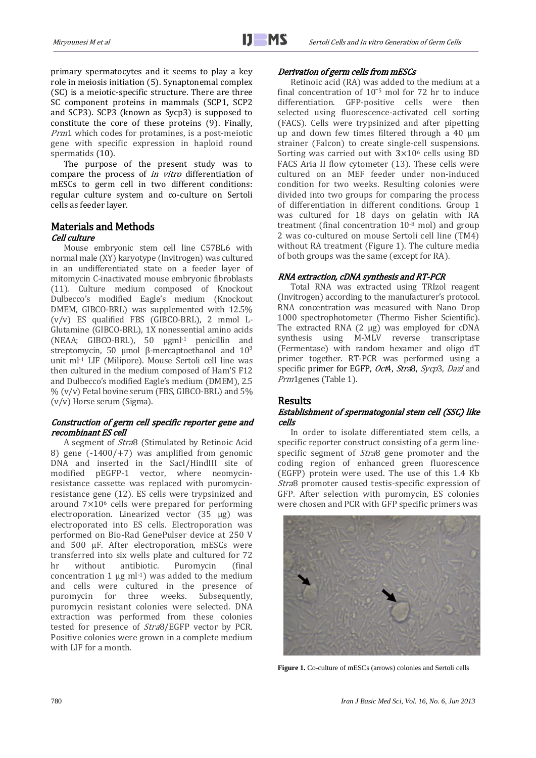primary spermatocytes and it seems to play a key role in meiosis initiation (5). Synaptonemal complex (SC) is a meiotic-specific structure. There are three SC component proteins in mammals (SCP1, SCP2 and SCP3). SCP3 (known as Sycp3) is supposed to constitute the core of these proteins (9). Finally, *Prm*1 which codes for protamines, is a post-meiotic gene with specific expression in haploid round spermatids (10).

The purpose of the present study was to compare the process of *in vitro* differentiation of mESCs to germ cell in two different conditions: regular culture system and co-culture on Sertoli cells as feeder layer.

## Materials and Methods

### Cell culture

Mouse embryonic stem cell line C57BL6 with normal male (XY) karyotype (Invitrogen) was cultured in an undifferentiated state on a feeder layer of mitomycin C-inactivated mouse embryonic fibroblasts (11). Culture medium composed of Knockout Dulbecco's modified Eagle's medium (Knockout DMEM, GIBCO-BRL) was supplemented with 12.5% (v/v) ES qualified FBS (GIBCO-BRL), 2 mmol L-Glutamine (GIBCO-BRL), 1X nonessential amino acids (NEAA; GIBCO-BRL), 50 μgml$^{-1}$ penicillin and streptomycin, 50 μmol β-mercaptoethanol and $10^3$ unit ml$^{-1}$ LIF (Milipore). Mouse Sertoli cell line was then cultured in the medium composed of Ham'S F12 and Dulbecco's modified Eagle's medium (DMEM), 2.5 % (v/v) Fetal bovine serum (FBS, GIBCO-BRL) and 5% (v/v) Horse serum (Sigma).

### Construction of germ cell specific reporter gene and recombinant ES cell

A segment of *Stra*8 (Stimulated by Retinoic Acid 8) gene (-1400/+7) was amplified from genomic DNA and inserted in the SacI/HindIII site of modified pEGFP-1 vector, where neomycin-resistance cassette was replaced with puromycin-resistance gene (12). ES cells were trypsinized and around $7\times10^6$ cells were prepared for performing electroporation. Linearized vector (35 μg) was electroporated into ES cells. Electroporation was performed on Bio-Rad GenePulser device at 250 V and 500 μF. After electroporation, mESCs were transferred into six wells plate and cultured for 72 hr without antibiotic. Puromycin (final concentration 1 μg ml$^{-1}$) was added to the medium and cells were cultured in the presence of puromycin for three weeks. Subsequently, puromycin resistant colonies were selected. DNA extraction was performed from these colonies tested for presence of *Stra*8/EGFP vector by PCR. Positive colonies were grown in a complete medium with LIF for a month.

### Derivation of germ cells from mESCs

Retinoic acid (RA) was added to the medium at a final concentration of $10^{-5}$ mol for 72 hr to induce differentiation. GFP-positive cells were then selected using fluorescence-activated cell sorting (FACS). Cells were trypsinized and after pipetting up and down few times filtered through a 40 μm strainer (Falcon) to create single-cell suspensions. Sorting was carried out with $3\times10^6$ cells using BD FACS Aria II flow cytometer (13). These cells were cultured on an MEF feeder under non-induced condition for two weeks. Resulting colonies were divided into two groups for comparing the process of differentiation in different conditions. Group 1 was cultured for 18 days on gelatin with RA treatment (final concentration $10^{-8}$ mol) and group 2 was co-cultured on mouse Sertoli cell line (TM4) without RA treatment (Figure 1). The culture media of both groups was the same (except for RA).

### RNA extraction, cDNA synthesis and RT-PCR

Total RNA was extracted using TRIzol reagent (Invitrogen) according to the manufacturer's protocol. RNA concentration was measured with Nano Drop 1000 spectrophotometer (Thermo Fisher Scientific). The extracted RNA (2 μg) was employed for cDNA synthesis using M-MLV reverse transcriptase (Fermentase) with random hexamer and oligo dT primer together. RT-PCR was performed using a specific primer for EGFP, *Oct*4, *Stra*8, *Sycp*3, *Dazl* and *Prm*1genes (Table 1).

## Results

### Establishment of spermatogonial stem cell (SSC) like cells

In order to isolate differentiated stem cells, a specific reporter construct consisting of a germ line-specific segment of *Stra*8 gene promoter and the coding region of enhanced green fluorescence (EGFP) protein were used. The use of this 1.4 Kb *Stra*8 promoter caused testis-specific expression of GFP. After selection with puromycin, ES colonies were chosen and PCR with GFP specific primers was

**Figure 1.** Co-culture of mESCs (arrows) colonies and Sertoli cells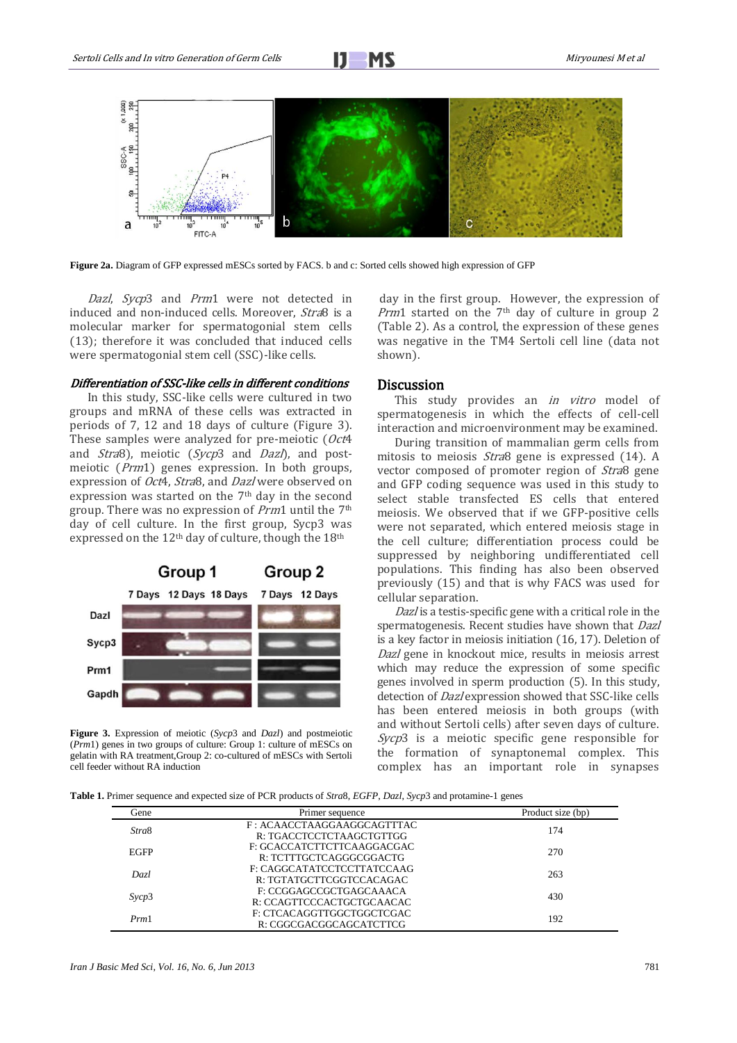**Figure 2a.** Diagram of GFP expressed mESCs sorted by FACS. b and c: Sorted cells showed high expression of GFP

*Dazl*, *Sycp*3 and *Prm*1 were not detected in induced and non-induced cells. Moreover, *Stra*8 is a molecular marker for spermatogonial stem cells (13); therefore it was concluded that induced cells were spermatogonial stem cell (SSC)-like cells.

### *Differentiation of SSC-like cells in different conditions*

In this study, SSC-like cells were cultured in two groups and mRNA of these cells was extracted in periods of 7, 12 and 18 days of culture (Figure 3). These samples were analyzed for pre-meiotic (*Oct*4 and *Stra*8), meiotic (*Sycp*3 and *Dazl*), and post-meiotic (*Prm*1) genes expression. In both groups, expression of *Oct*4, *Stra*8, and *Dazl* were observed on expression was started on the 7th day in the second group. There was no expression of *Prm*1 until the 7th day of cell culture. In the first group, Sycp3 was expressed on the 12th day of culture, though the 18th day in the first group. However, the expression of *Prm*1 started on the 7th day of culture in group 2 (Table 2). As a control, the expression of these genes was negative in the TM4 Sertoli cell line (data not shown).

**Figure 3.** Expression of meiotic (*Sycp*3 and *Dazl*) and postmeiotic (*Prm*1) genes in two groups of culture: Group 1: culture of mESCs on gelatin with RA treatment,Group 2: co-cultured of mESCs with Sertoli cell feeder without RA induction

## Discussion

This study provides an *in vitro* model of spermatogenesis in which the effects of cell-cell interaction and microenvironment may be examined.

During transition of mammalian germ cells from mitosis to meiosis *Stra*8 gene is expressed (14). A vector composed of promoter region of *Stra*8 gene and GFP coding sequence was used in this study to select stable transfected ES cells that entered meiosis. We observed that if we GFP-positive cells were not separated, which entered meiosis stage in the cell culture; differentiation process could be suppressed by neighboring undifferentiated cell populations. This finding has also been observed previously (15) and that is why FACS was used for cellular separation.

*Dazl* is a testis-specific gene with a critical role in the spermatogenesis. Recent studies have shown that *Dazl* is a key factor in meiosis initiation (16, 17). Deletion of *Dazl* gene in knockout mice, results in meiosis arrest which may reduce the expression of some specific genes involved in sperm production (5). In this study, detection of *Dazl* expression showed that SSC-like cells has been entered meiosis in both groups (with and without Sertoli cells) after seven days of culture. *Sycp*3 is a meiotic specific gene responsible for the formation of synaptonemal complex. This complex has an important role in synapses

**Table 1.** Primer sequence and expected size of PCR products of *Stra*8, *EGFP*, *Dazl*, *Sycp*3 and protamine-1 genes

| Gene | Primer sequence | Product size (bp) |
|---|---|---|
| *Stra*8 | F : ACAACCTAAGGAAGGCAGTTTAC<br>R: TGACCTCCTCTAAGCTGTTGG | 174 |
| EGFP | F: GCACCATCTTCTTCAAGGACGAC<br>R: TCTTTGCTCAGGGCGGACTG | 270 |
| *Dazl* | F: CAGGCATATCCTCCTTATCCAAG<br>R: TGTATGCTTCGGTCCACAGAC | 263 |
| *Sycp*3 | F: CCGGAGCCGCTGAGCAAACA<br>R: CCAGTTCCCACTGCTGCAACAC | 430 |
| *Prm*1 | F: CTCACAGGTTGGCTGGCTCGAC<br>R: CGGCGACGGCAGCATCTTCG | 192 |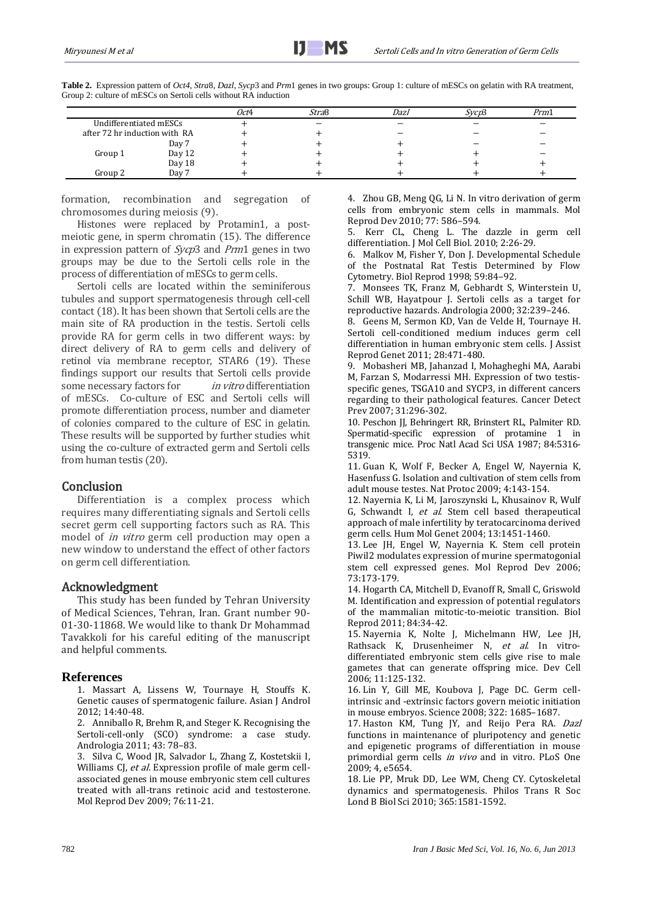**Table 2.** Expression pattern of *Oct4*, *Stra8*, *Dazl*, *Sycp3* and *Prm1* genes in two groups: Group 1: culture of mESCs on gelatin with RA treatment, Group 2: culture of mESCs on Sertoli cells without RA induction

| | | *Oct4* | *Stra8* | *Dazl* | *Sycp3* | *Prm1* |
|---|---|---|---|---|---|---|
| Undifferentiated mESCs | | + | − | − | − | − |
| after 72 hr induction with RA | | + | + | − | − | − |
| Group 1 | Day 7 | + | + | + | − | − |
| | Day 12 | + | + | + | + | − |
| | Day 18 | + | + | + | + | + |
| Group 2 | Day 7 | + | + | + | + | + |

formation, recombination and segregation of chromosomes during meiosis (9).

Histones were replaced by Protamin1, a post-meiotic gene, in sperm chromatin (15). The difference in expression pattern of *Sycp3* and *Prm1* genes in two groups may be due to the Sertoli cells role in the process of differentiation of mESCs to germ cells.

Sertoli cells are located within the seminiferous tubules and support spermatogenesis through cell-cell contact (18). It has been shown that Sertoli cells are the main site of RA production in the testis. Sertoli cells provide RA for germ cells in two different ways: by direct delivery of RA to germ cells and delivery of retinol via membrane receptor, STAR6 (19). These findings support our results that Sertoli cells provide some necessary factors for *in vitro* differentiation of mESCs. Co-culture of ESC and Sertoli cells will promote differentiation process, number and diameter of colonies compared to the culture of ESC in gelatin. These results will be supported by further studies whit using the co-culture of extracted germ and Sertoli cells from human testis (20).

## Conclusion

Differentiation is a complex process which requires many differentiating signals and Sertoli cells secret germ cell supporting factors such as RA. This model of *in vitro* germ cell production may open a new window to understand the effect of other factors on germ cell differentiation.

## Acknowledgment

This study has been funded by Tehran University of Medical Sciences, Tehran, Iran. Grant number 90-01-30-11868. We would like to thank Dr Mohammad Tavakkoli for his careful editing of the manuscript and helpful comments.

## References

1. Massart A, Lissens W, Tournaye H, Stouffs K. Genetic causes of spermatogenic failure. Asian J Androl 2012; 14:40-48.
2. Anniballo R, Brehm R, and Steger K. Recognising the Sertoli-cell-only (SCO) syndrome: a case study. Andrologia 2011; 43: 78–83.
3. Silva C, Wood JR, Salvador L, Zhang Z, Kostetskii I, Williams CJ, *et al*. Expression profile of male germ cell-associated genes in mouse embryonic stem cell cultures treated with all-trans retinoic acid and testosterone. Mol Reprod Dev 2009; 76:11-21.
4. Zhou GB, Meng QG, Li N. In vitro derivation of germ cells from embryonic stem cells in mammals. Mol Reprod Dev 2010; 77: 586–594.
5. Kerr CL, Cheng L. The dazzle in germ cell differentiation. J Mol Cell Biol. 2010; 2:26-29.
6. Malkov M, Fisher Y, Don J. Developmental Schedule of the Postnatal Rat Testis Determined by Flow Cytometry. Biol Reprod 1998; 59:84–92.
7. Monsees TK, Franz M, Gebhardt S, Winterstein U, Schill WB, Hayatpour J. Sertoli cells as a target for reproductive hazards. Andrologia 2000; 32:239–246.
8. Geens M, Sermon KD, Van de Velde H, Tournaye H. Sertoli cell-conditioned medium induces germ cell differentiation in human embryonic stem cells. J Assist Reprod Genet 2011; 28:471-480.
9. Mobasheri MB, Jahanzad I, Mohagheghi MA, Aarabi M, Farzan S, Modarressi MH. Expression of two testis-specific genes, TSGA10 and SYCP3, in different cancers regarding to their pathological features. Cancer Detect Prev 2007; 31:296-302.
10. Peschon JJ, Behringert RR, Brinstert RL, Palmiter RD. Spermatid-specific expression of protamine 1 in transgenic mice. Proc Natl Acad Sci USA 1987; 84:5316-5319.
11. Guan K, Wolf F, Becker A, Engel W, Nayernia K, Hasenfuss G. Isolation and cultivation of stem cells from adult mouse testes. Nat Protoc 2009; 4:143-154.
12. Nayernia K, Li M, Jaroszynski L, Khusainov R, Wulf G, Schwandt I, *et al*. Stem cell based therapeutical approach of male infertility by teratocarcinoma derived germ cells. Hum Mol Genet 2004; 13:1451-1460.
13. Lee JH, Engel W, Nayernia K. Stem cell protein Piwil2 modulates expression of murine spermatogonial stem cell expressed genes. Mol Reprod Dev 2006; 73:173-179.
14. Hogarth CA, Mitchell D, Evanoff R, Small C, Griswold M. Identification and expression of potential regulators of the mammalian mitotic-to-meiotic transition. Biol Reprod 2011; 84:34-42.
15. Nayernia K, Nolte J, Michelmann HW, Lee JH, Rathsack K, Drusenheimer N, *et al*. In vitro-differentiated embryonic stem cells give rise to male gametes that can generate offspring mice. Dev Cell 2006; 11:125-132.
16. Lin Y, Gill ME, Koubova J, Page DC. Germ cell-intrinsic and -extrinsic factors govern meiotic initiation in mouse embryos. Science 2008; 322: 1685–1687.
17. Haston KM, Tung JY, and Reijo Pera RA. *Dazl* functions in maintenance of pluripotency and genetic and epigenetic programs of differentiation in mouse primordial germ cells *in vivo* and in vitro. PLoS One 2009; 4, e5654.
18. Lie PP, Mruk DD, Lee WM, Cheng CY. Cytoskeletal dynamics and spermatogenesis. Philos Trans R Soc Lond B Biol Sci 2010; 365:1581-1592.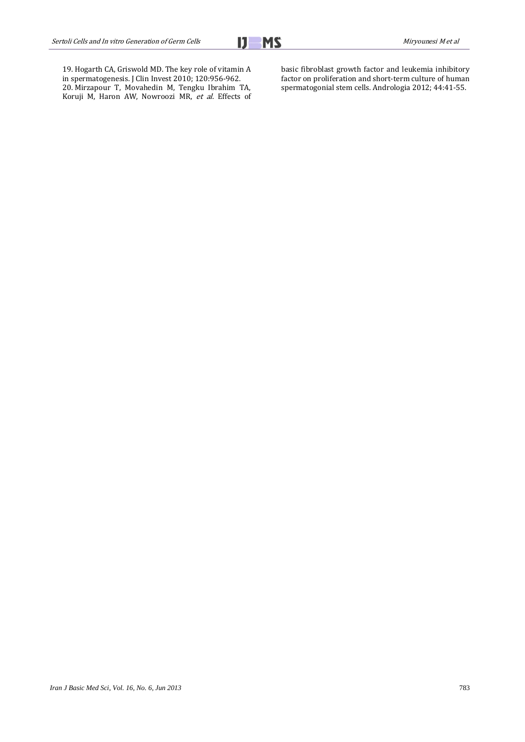19. Hogarth CA, Griswold MD. The key role of vitamin A in spermatogenesis. J Clin Invest 2010; 120:956-962.

20. Mirzapour T, Movahedin M, Tengku Ibrahim TA, Koruji M, Haron AW, Nowroozi MR, *et al*. Effects of basic fibroblast growth factor and leukemia inhibitory factor on proliferation and short-term culture of human spermatogonial stem cells. Andrologia 2012; 44:41-55.